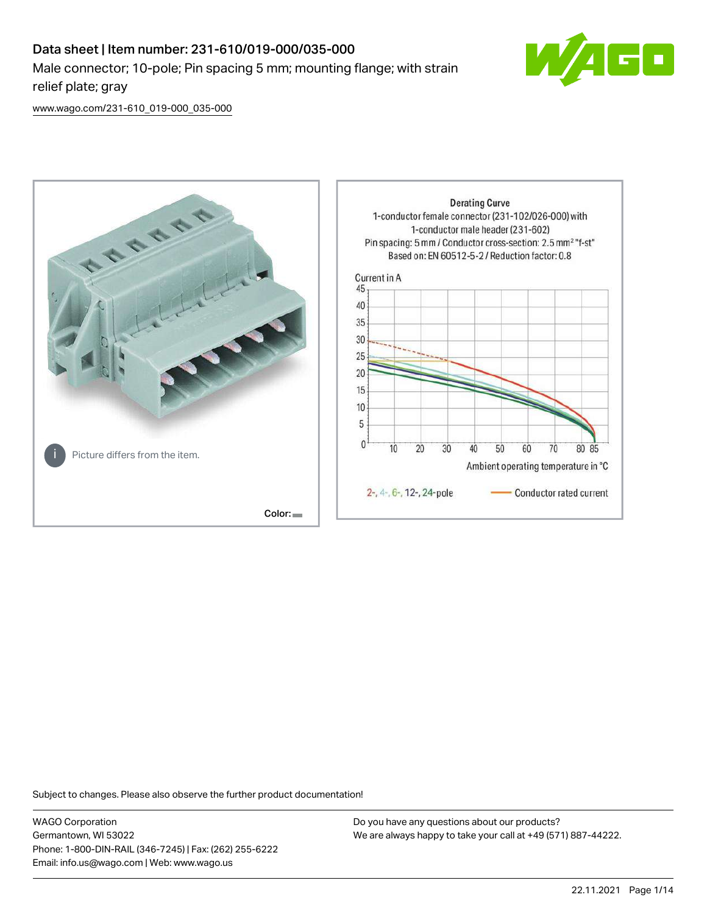# Data sheet | Item number: 231-610/019-000/035-000

Male connector; 10-pole; Pin spacing 5 mm; mounting flange; with strain relief plate; gray

www.wago.com/231-610_019-000_035-000

Picture differs from the item.

Color:

Derating Curve
1-conductor female connector (231-102/026-000) with 1-conductor male header (231-602)
Pin spacing: 5 mm / Conductor cross-section: 2.5 mm² "f-st"
Based on: EN 60512-5-2 / Reduction factor: 0.8

Current in A

Ambient operating temperature in °C

2-, 4-, 6-, 12-, 24-pole — Conductor rated current

Subject to changes. Please also observe the further product documentation!

WAGO Corporation
Germantown, WI 53022
Phone: 1-800-DIN-RAIL (346-7245) | Fax: (262) 255-6222
Email: info.us@wago.com | Web: www.wago.us

Do you have any questions about our products?
We are always happy to take your call at +49 (571) 887-44222.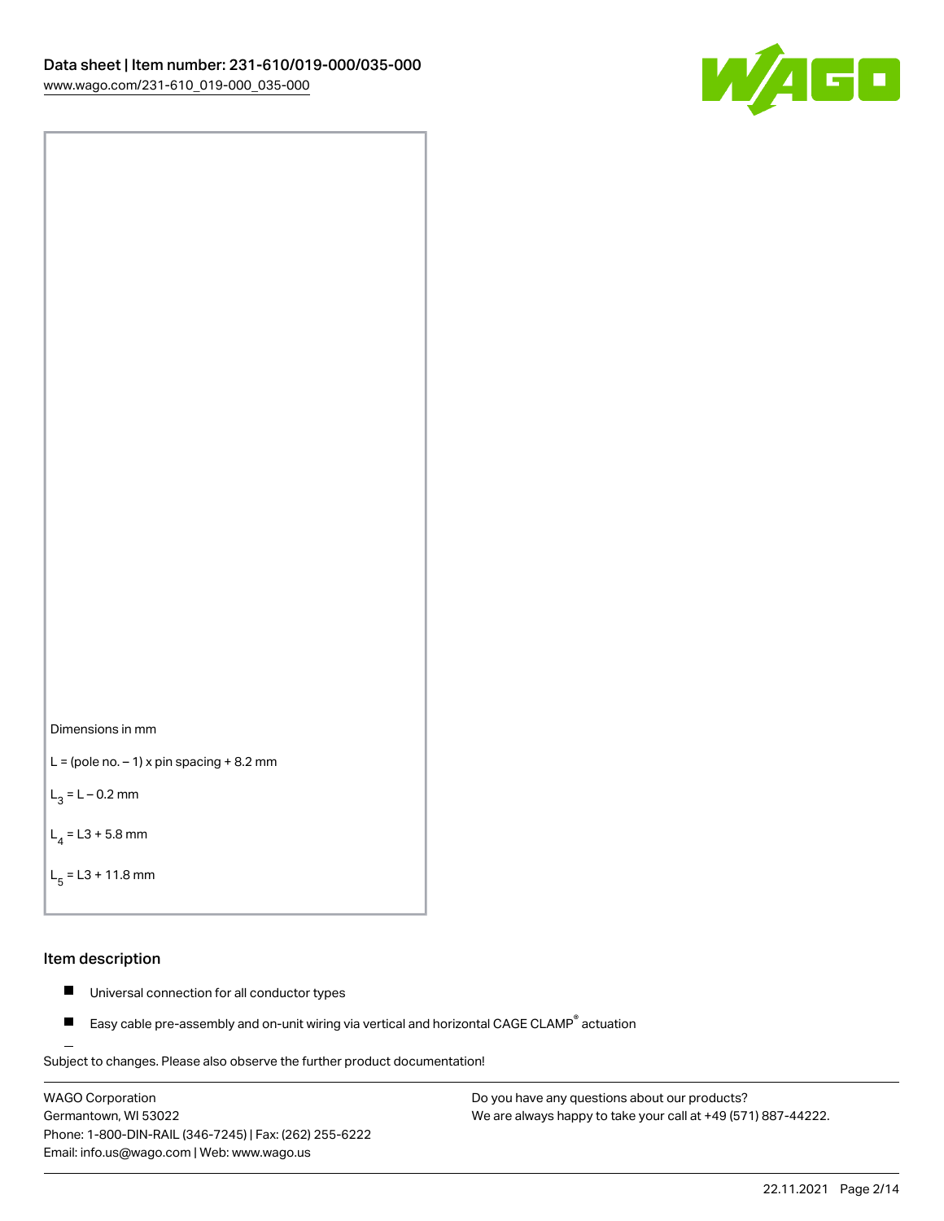Dimensions in mm

L = (pole no. – 1) x pin spacing + 8.2 mm

$L_3$ = L – 0.2 mm

$L_4$ = L3 + 5.8 mm

$L_5$ = L3 + 11.8 mm

## Item description

- Universal connection for all conductor types
- Easy cable pre-assembly and on-unit wiring via vertical and horizontal CAGE CLAMP® actuation

Subject to changes. Please also observe the further product documentation!

WAGO Corporation
Germantown, WI 53022
Phone: 1-800-DIN-RAIL (346-7245) | Fax: (262) 255-6222
Email: info.us@wago.com | Web: www.wago.us

Do you have any questions about our products?
We are always happy to take your call at +49 (571) 887-44222.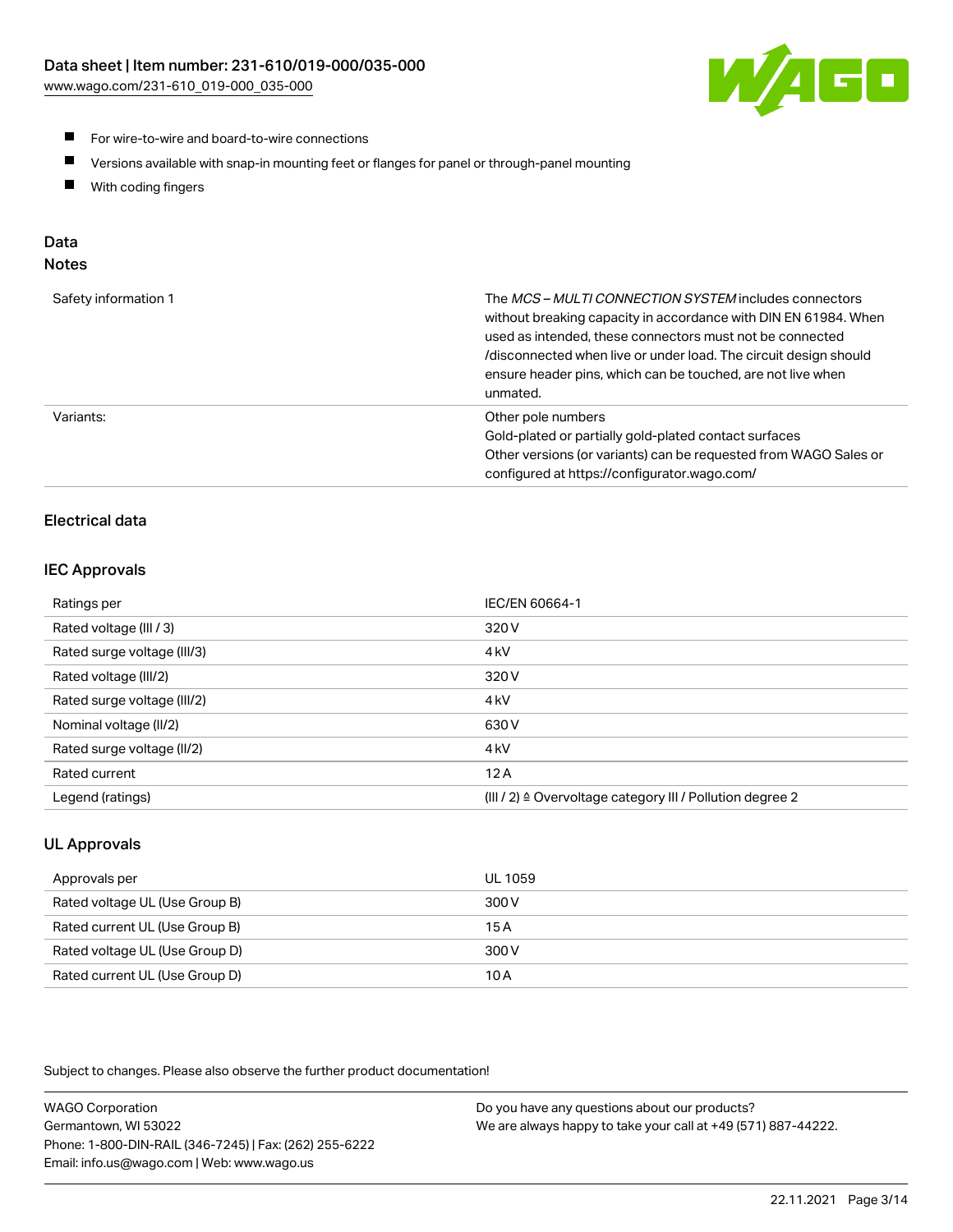- For wire-to-wire and board-to-wire connections
- Versions available with snap-in mounting feet or flanges for panel or through-panel mounting
- With coding fingers

## Data

### Notes

| | |
|---|---|
| Safety information 1 | The *MCS – MULTI CONNECTION SYSTEM* includes connectors without breaking capacity in accordance with DIN EN 61984. When used as intended, these connectors must not be connected /disconnected when live or under load. The circuit design should ensure header pins, which can be touched, are not live when unmated. |
| Variants: | Other pole numbers<br>Gold-plated or partially gold-plated contact surfaces<br>Other versions (or variants) can be requested from WAGO Sales or configured at https://configurator.wago.com/ |

### Electrical data

### IEC Approvals

| | |
|---|---|
| Ratings per | IEC/EN 60664-1 |
| Rated voltage (III / 3) | 320 V |
| Rated surge voltage (III/3) | 4 kV |
| Rated voltage (III/2) | 320 V |
| Rated surge voltage (III/2) | 4 kV |
| Nominal voltage (II/2) | 630 V |
| Rated surge voltage (II/2) | 4 kV |
| Rated current | 12 A |
| Legend (ratings) | (III / 2) ≙ Overvoltage category III / Pollution degree 2 |

### UL Approvals

| | |
|---|---|
| Approvals per | UL 1059 |
| Rated voltage UL (Use Group B) | 300 V |
| Rated current UL (Use Group B) | 15 A |
| Rated voltage UL (Use Group D) | 300 V |
| Rated current UL (Use Group D) | 10 A |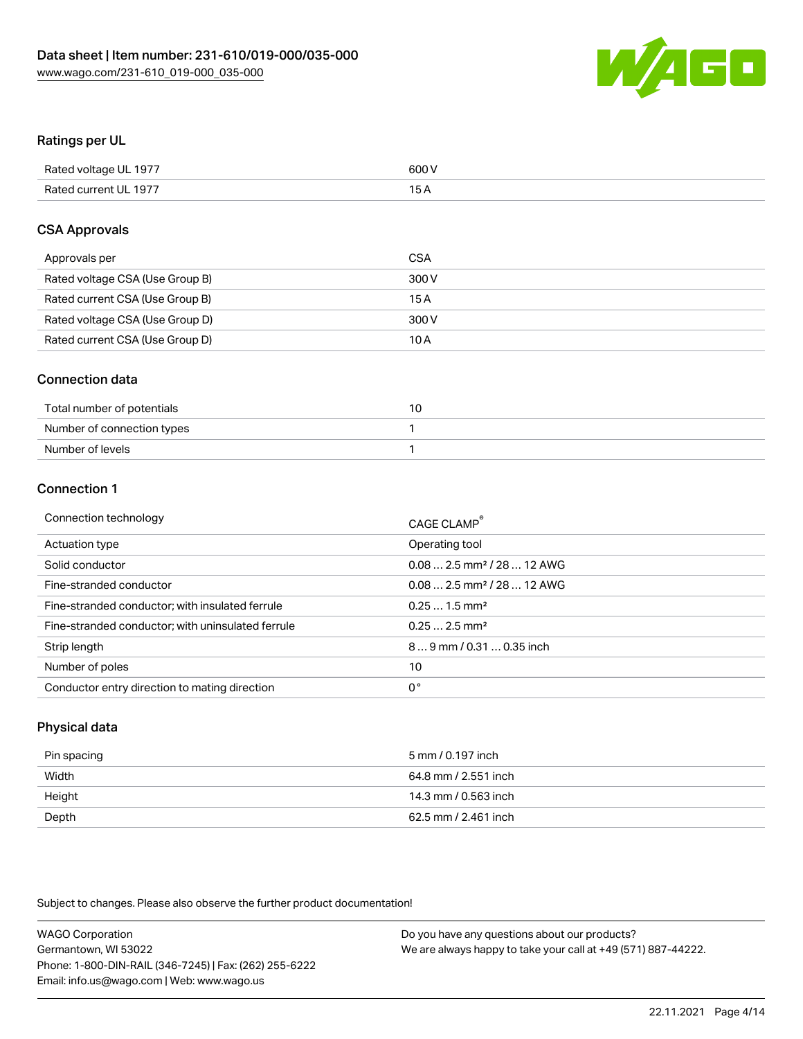## Ratings per UL

| | |
|---|---|
| Rated voltage UL 1977 | 600 V |
| Rated current UL 1977 | 15 A |

## CSA Approvals

| | |
|---|---|
| Approvals per | CSA |
| Rated voltage CSA (Use Group B) | 300 V |
| Rated current CSA (Use Group B) | 15 A |
| Rated voltage CSA (Use Group D) | 300 V |
| Rated current CSA (Use Group D) | 10 A |

## Connection data

| | |
|---|---|
| Total number of potentials | 10 |
| Number of connection types | 1 |
| Number of levels | 1 |

## Connection 1

| | |
|---|---|
| Connection technology | CAGE CLAMP® |
| Actuation type | Operating tool |
| Solid conductor | 0.08 … 2.5 mm² / 28 … 12 AWG |
| Fine-stranded conductor | 0.08 … 2.5 mm² / 28 … 12 AWG |
| Fine-stranded conductor; with insulated ferrule | 0.25 … 1.5 mm² |
| Fine-stranded conductor; with uninsulated ferrule | 0.25 … 2.5 mm² |
| Strip length | 8 … 9 mm / 0.31 … 0.35 inch |
| Number of poles | 10 |
| Conductor entry direction to mating direction | 0 ° |

## Physical data

| | |
|---|---|
| Pin spacing | 5 mm / 0.197 inch |
| Width | 64.8 mm / 2.551 inch |
| Height | 14.3 mm / 0.563 inch |
| Depth | 62.5 mm / 2.461 inch |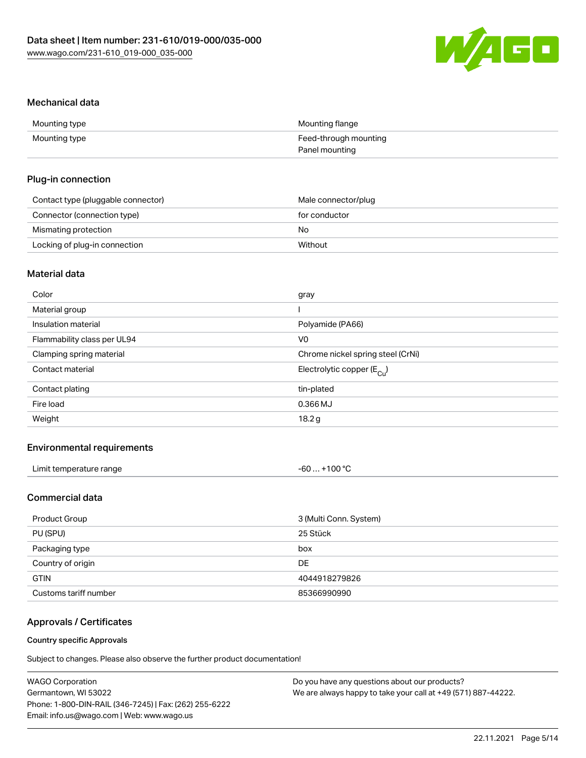## Mechanical data

| | |
|---|---|
| Mounting type | Mounting flange |
| Mounting type | Feed-through mounting<br>Panel mounting |

## Plug-in connection

| | |
|---|---|
| Contact type (pluggable connector) | Male connector/plug |
| Connector (connection type) | for conductor |
| Mismating protection | No |
| Locking of plug-in connection | Without |

## Material data

| | |
|---|---|
| Color | gray |
| Material group | I |
| Insulation material | Polyamide (PA66) |
| Flammability class per UL94 | V0 |
| Clamping spring material | Chrome nickel spring steel (CrNi) |
| Contact material | Electrolytic copper ($E_{Cu}$) |
| Contact plating | tin-plated |
| Fire load | 0.366 MJ |
| Weight | 18.2 g |

## Environmental requirements

| | |
|---|---|
| Limit temperature range | -60 … +100 °C |

## Commercial data

| | |
|---|---|
| Product Group | 3 (Multi Conn. System) |
| PU (SPU) | 25 Stück |
| Packaging type | box |
| Country of origin | DE |
| GTIN | 4044918279826 |
| Customs tariff number | 85366990990 |

## Approvals / Certificates

### Country specific Approvals

Subject to changes. Please also observe the further product documentation!

WAGO Corporation
Germantown, WI 53022
Phone: 1-800-DIN-RAIL (346-7245) | Fax: (262) 255-6222
Email: info.us@wago.com | Web: www.wago.us

Do you have any questions about our products?
We are always happy to take your call at +49 (571) 887-44222.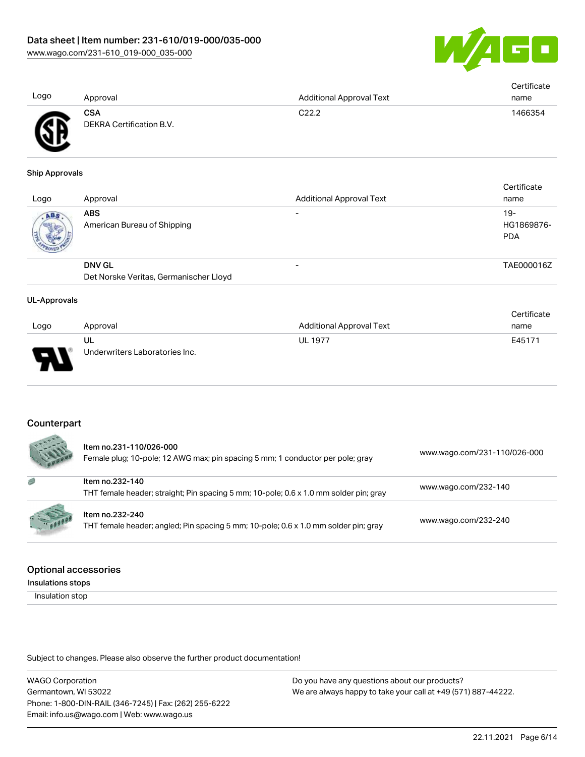| Logo | Approval | Additional Approval Text | Certificate name |
| --- | --- | --- | --- |
| | **CSA**<br>DEKRA Certification B.V. | C22.2 | 1466354 |

### Ship Approvals

| Logo | Approval | Additional Approval Text | Certificate name |
| --- | --- | --- | --- |
| | **ABS**<br>American Bureau of Shipping | - | 19-HG1869876-PDA |
| | **DNV GL**<br>Det Norske Veritas, Germanischer Lloyd | - | TAE000016Z |

### UL-Approvals

| Logo | Approval | Additional Approval Text | Certificate name |
| --- | --- | --- | --- |
| | **UL**<br>Underwriters Laboratories Inc. | UL 1977 | E45171 |

## Counterpart

| | Item | Link |
| --- | --- | --- |
| | **Item no.231-110/026-000**<br>Female plug; 10-pole; 12 AWG max; pin spacing 5 mm; 1 conductor per pole; gray | www.wago.com/231-110/026-000 |
| | **Item no.232-140**<br>THT female header; straight; Pin spacing 5 mm; 10-pole; 0.6 x 1.0 mm solder pin; gray | www.wago.com/232-140 |
| | **Item no.232-240**<br>THT female header; angled; Pin spacing 5 mm; 10-pole; 0.6 x 1.0 mm solder pin; gray | www.wago.com/232-240 |

## Optional accessories

**Insulations stops**

Insulation stop

Subject to changes. Please also observe the further product documentation!

WAGO Corporation
Germantown, WI 53022
Phone: 1-800-DIN-RAIL (346-7245) | Fax: (262) 255-6222
Email: info.us@wago.com | Web: www.wago.us

Do you have any questions about our products?
We are always happy to take your call at +49 (571) 887-44222.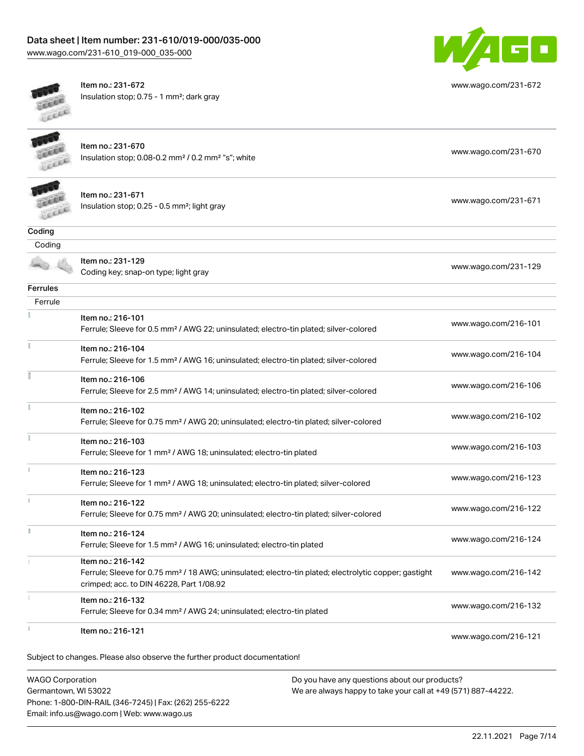| | | |
|---|---|---|
| | Item no.: 231-672<br>Insulation stop; 0.75 - 1 mm²; dark gray | www.wago.com/231-672 |
| | Item no.: 231-670<br>Insulation stop; 0.08-0.2 mm² / 0.2 mm² "s"; white | www.wago.com/231-670 |
| | Item no.: 231-671<br>Insulation stop; 0.25 - 0.5 mm²; light gray | www.wago.com/231-671 |

**Coding**

Coding

| | | |
|---|---|---|
| | Item no.: 231-129<br>Coding key; snap-on type; light gray | www.wago.com/231-129 |

**Ferrules**

Ferrule

| | | |
|---|---|---|
| | Item no.: 216-101<br>Ferrule; Sleeve for 0.5 mm² / AWG 22; uninsulated; electro-tin plated; silver-colored | www.wago.com/216-101 |
| | Item no.: 216-104<br>Ferrule; Sleeve for 1.5 mm² / AWG 16; uninsulated; electro-tin plated; silver-colored | www.wago.com/216-104 |
| | Item no.: 216-106<br>Ferrule; Sleeve for 2.5 mm² / AWG 14; uninsulated; electro-tin plated; silver-colored | www.wago.com/216-106 |
| | Item no.: 216-102<br>Ferrule; Sleeve for 0.75 mm² / AWG 20; uninsulated; electro-tin plated; silver-colored | www.wago.com/216-102 |
| | Item no.: 216-103<br>Ferrule; Sleeve for 1 mm² / AWG 18; uninsulated; electro-tin plated | www.wago.com/216-103 |
| | Item no.: 216-123<br>Ferrule; Sleeve for 1 mm² / AWG 18; uninsulated; electro-tin plated; silver-colored | www.wago.com/216-123 |
| | Item no.: 216-122<br>Ferrule; Sleeve for 0.75 mm² / AWG 20; uninsulated; electro-tin plated; silver-colored | www.wago.com/216-122 |
| | Item no.: 216-124<br>Ferrule; Sleeve for 1.5 mm² / AWG 16; uninsulated; electro-tin plated | www.wago.com/216-124 |
| | Item no.: 216-142<br>Ferrule; Sleeve for 0.75 mm² / 18 AWG; uninsulated; electro-tin plated; electrolytic copper; gastight crimped; acc. to DIN 46228, Part 1/08.92 | www.wago.com/216-142 |
| | Item no.: 216-132<br>Ferrule; Sleeve for 0.34 mm² / AWG 24; uninsulated; electro-tin plated | www.wago.com/216-132 |
| | Item no.: 216-121 | www.wago.com/216-121 |

Subject to changes. Please also observe the further product documentation!

WAGO Corporation
Germantown, WI 53022
Phone: 1-800-DIN-RAIL (346-7245) | Fax: (262) 255-6222
Email: info.us@wago.com | Web: www.wago.us

Do you have any questions about our products?
We are always happy to take your call at +49 (571) 887-44222.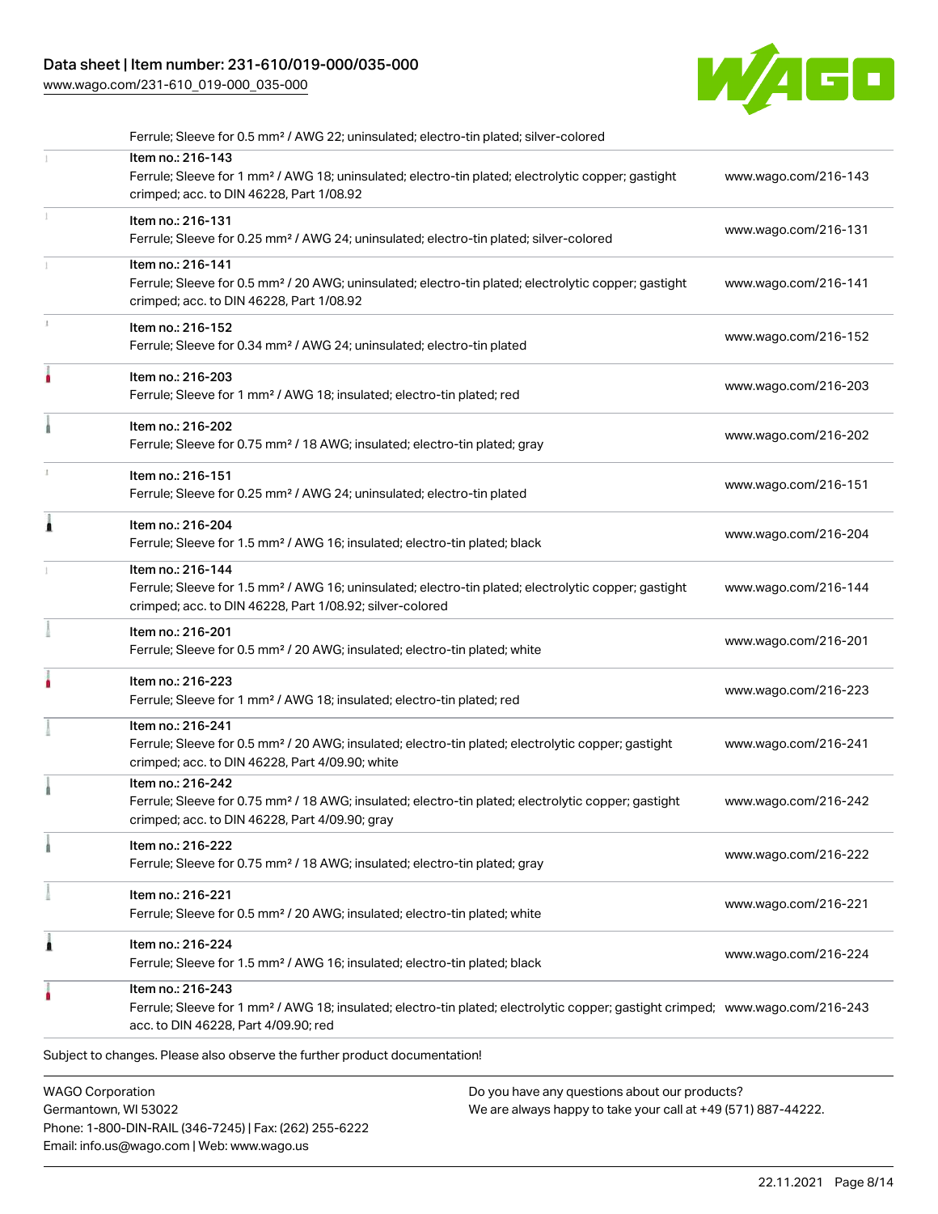| | | |
|---|---|---|
| | Ferrule; Sleeve for 0.5 mm² / AWG 22; uninsulated; electro-tin plated; silver-colored | |
| | Item no.: 216-143<br>Ferrule; Sleeve for 1 mm² / AWG 18; uninsulated; electro-tin plated; electrolytic copper; gastight crimped; acc. to DIN 46228, Part 1/08.92 | www.wago.com/216-143 |
| | Item no.: 216-131<br>Ferrule; Sleeve for 0.25 mm² / AWG 24; uninsulated; electro-tin plated; silver-colored | www.wago.com/216-131 |
| | Item no.: 216-141<br>Ferrule; Sleeve for 0.5 mm² / 20 AWG; uninsulated; electro-tin plated; electrolytic copper; gastight crimped; acc. to DIN 46228, Part 1/08.92 | www.wago.com/216-141 |
| | Item no.: 216-152<br>Ferrule; Sleeve for 0.34 mm² / AWG 24; uninsulated; electro-tin plated | www.wago.com/216-152 |
| | Item no.: 216-203<br>Ferrule; Sleeve for 1 mm² / AWG 18; insulated; electro-tin plated; red | www.wago.com/216-203 |
| | Item no.: 216-202<br>Ferrule; Sleeve for 0.75 mm² / 18 AWG; insulated; electro-tin plated; gray | www.wago.com/216-202 |
| | Item no.: 216-151<br>Ferrule; Sleeve for 0.25 mm² / AWG 24; uninsulated; electro-tin plated | www.wago.com/216-151 |
| | Item no.: 216-204<br>Ferrule; Sleeve for 1.5 mm² / AWG 16; insulated; electro-tin plated; black | www.wago.com/216-204 |
| | Item no.: 216-144<br>Ferrule; Sleeve for 1.5 mm² / AWG 16; uninsulated; electro-tin plated; electrolytic copper; gastight crimped; acc. to DIN 46228, Part 1/08.92; silver-colored | www.wago.com/216-144 |
| | Item no.: 216-201<br>Ferrule; Sleeve for 0.5 mm² / 20 AWG; insulated; electro-tin plated; white | www.wago.com/216-201 |
| | Item no.: 216-223<br>Ferrule; Sleeve for 1 mm² / AWG 18; insulated; electro-tin plated; red | www.wago.com/216-223 |
| | Item no.: 216-241<br>Ferrule; Sleeve for 0.5 mm² / 20 AWG; insulated; electro-tin plated; electrolytic copper; gastight crimped; acc. to DIN 46228, Part 4/09.90; white | www.wago.com/216-241 |
| | Item no.: 216-242<br>Ferrule; Sleeve for 0.75 mm² / 18 AWG; insulated; electro-tin plated; electrolytic copper; gastight crimped; acc. to DIN 46228, Part 4/09.90; gray | www.wago.com/216-242 |
| | Item no.: 216-222<br>Ferrule; Sleeve for 0.75 mm² / 18 AWG; insulated; electro-tin plated; gray | www.wago.com/216-222 |
| | Item no.: 216-221<br>Ferrule; Sleeve for 0.5 mm² / 20 AWG; insulated; electro-tin plated; white | www.wago.com/216-221 |
| | Item no.: 216-224<br>Ferrule; Sleeve for 1.5 mm² / AWG 16; insulated; electro-tin plated; black | www.wago.com/216-224 |
| | Item no.: 216-243<br>Ferrule; Sleeve for 1 mm² / AWG 18; insulated; electro-tin plated; electrolytic copper; gastight crimped; acc. to DIN 46228, Part 4/09.90; red | www.wago.com/216-243 |

Subject to changes. Please also observe the further product documentation!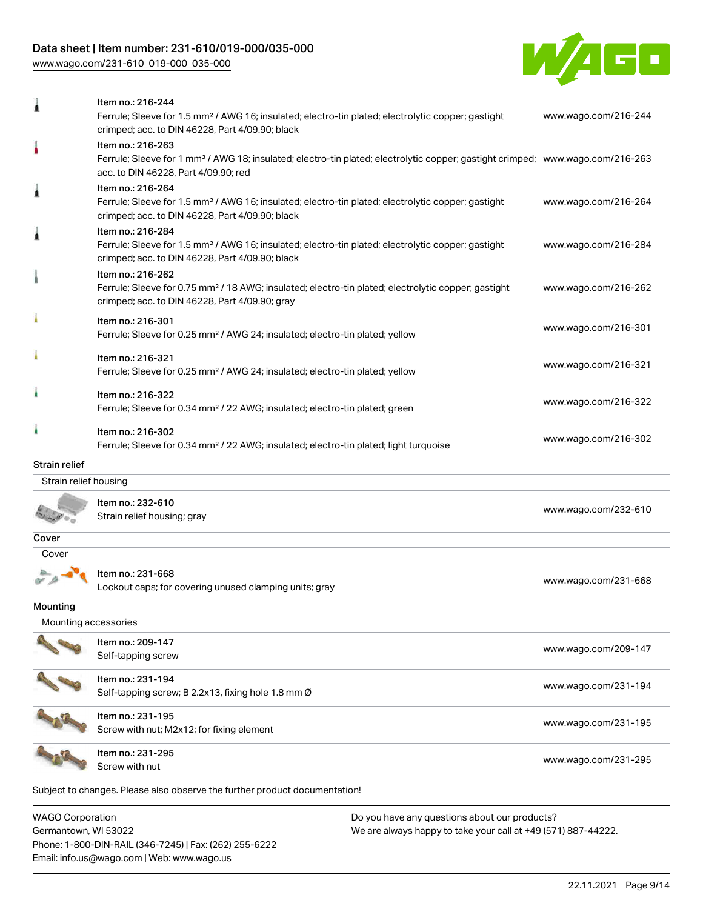| | Item no. / Description | URL |
|---|---|---|
| | Item no.: 216-244<br>Ferrule; Sleeve for 1.5 mm² / AWG 16; insulated; electro-tin plated; electrolytic copper; gastight crimped; acc. to DIN 46228, Part 4/09.90; black | www.wago.com/216-244 |
| | Item no.: 216-263<br>Ferrule; Sleeve for 1 mm² / AWG 18; insulated; electro-tin plated; electrolytic copper; gastight crimped; acc. to DIN 46228, Part 4/09.90; red | www.wago.com/216-263 |
| | Item no.: 216-264<br>Ferrule; Sleeve for 1.5 mm² / AWG 16; insulated; electro-tin plated; electrolytic copper; gastight crimped; acc. to DIN 46228, Part 4/09.90; black | www.wago.com/216-264 |
| | Item no.: 216-284<br>Ferrule; Sleeve for 1.5 mm² / AWG 16; insulated; electro-tin plated; electrolytic copper; gastight crimped; acc. to DIN 46228, Part 4/09.90; black | www.wago.com/216-284 |
| | Item no.: 216-262<br>Ferrule; Sleeve for 0.75 mm² / 18 AWG; insulated; electro-tin plated; electrolytic copper; gastight crimped; acc. to DIN 46228, Part 4/09.90; gray | www.wago.com/216-262 |
| | Item no.: 216-301<br>Ferrule; Sleeve for 0.25 mm² / AWG 24; insulated; electro-tin plated; yellow | www.wago.com/216-301 |
| | Item no.: 216-321<br>Ferrule; Sleeve for 0.25 mm² / AWG 24; insulated; electro-tin plated; yellow | www.wago.com/216-321 |
| | Item no.: 216-322<br>Ferrule; Sleeve for 0.34 mm² / 22 AWG; insulated; electro-tin plated; green | www.wago.com/216-322 |
| | Item no.: 216-302<br>Ferrule; Sleeve for 0.34 mm² / 22 AWG; insulated; electro-tin plated; light turquoise | www.wago.com/216-302 |

**Strain relief**

Strain relief housing

| | Item no. / Description | URL |
|---|---|---|
| | Item no.: 232-610<br>Strain relief housing; gray | www.wago.com/232-610 |

**Cover**

Cover

| | Item no. / Description | URL |
|---|---|---|
| | Item no.: 231-668<br>Lockout caps; for covering unused clamping units; gray | www.wago.com/231-668 |

**Mounting**

Mounting accessories

| | Item no. / Description | URL |
|---|---|---|
| | Item no.: 209-147<br>Self-tapping screw | www.wago.com/209-147 |
| | Item no.: 231-194<br>Self-tapping screw; B 2.2x13, fixing hole 1.8 mm Ø | www.wago.com/231-194 |
| | Item no.: 231-195<br>Screw with nut; M2x12; for fixing element | www.wago.com/231-195 |
| | Item no.: 231-295<br>Screw with nut | www.wago.com/231-295 |

Subject to changes. Please also observe the further product documentation!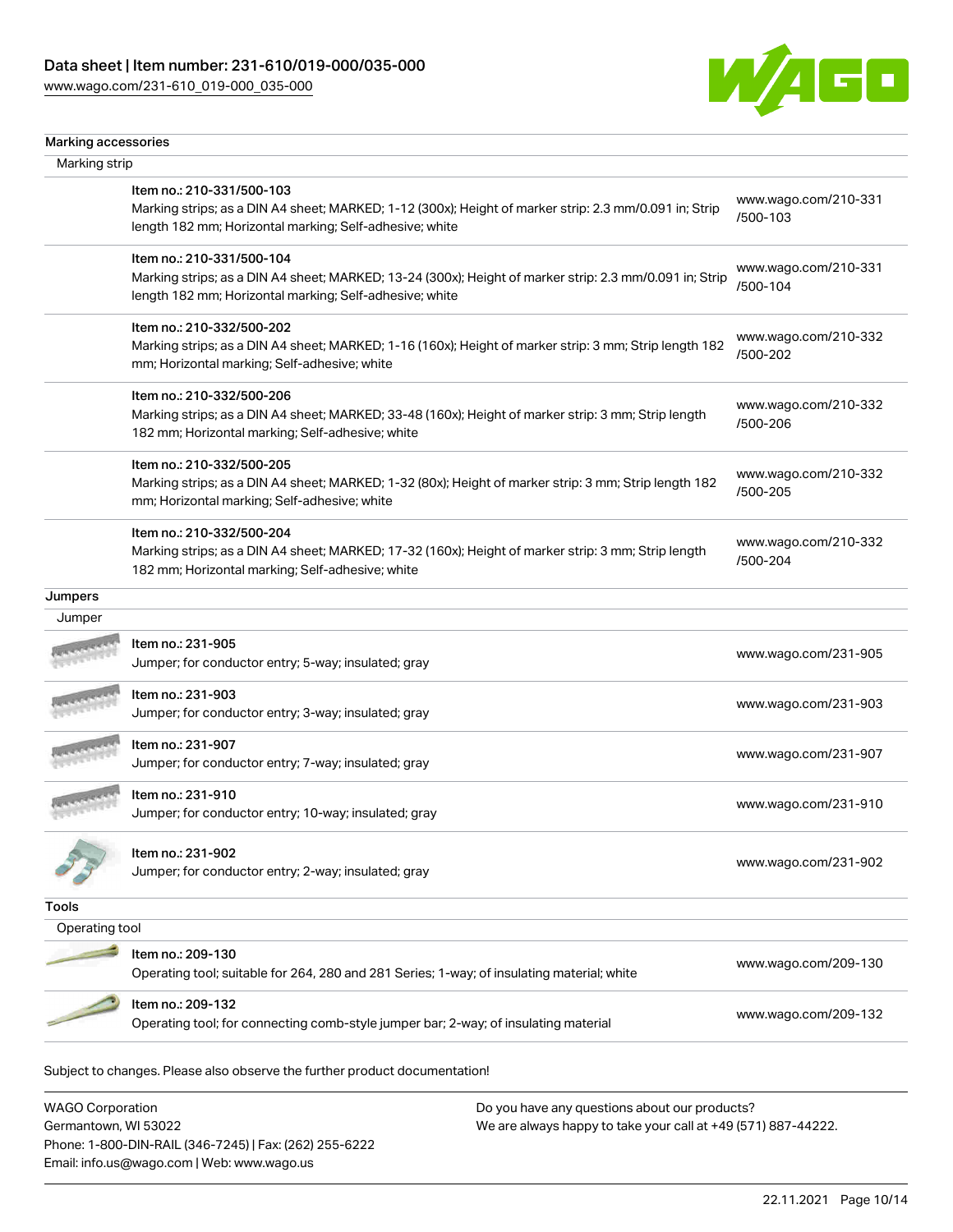## Marking accessories

### Marking strip

| Item | Link |
|---|---|
| Item no.: 210-331/500-103<br>Marking strips; as a DIN A4 sheet; MARKED; 1-12 (300x); Height of marker strip: 2.3 mm/0.091 in; Strip length 182 mm; Horizontal marking; Self-adhesive; white | www.wago.com/210-331/500-103 |
| Item no.: 210-331/500-104<br>Marking strips; as a DIN A4 sheet; MARKED; 13-24 (300x); Height of marker strip: 2.3 mm/0.091 in; Strip length 182 mm; Horizontal marking; Self-adhesive; white | www.wago.com/210-331/500-104 |
| Item no.: 210-332/500-202<br>Marking strips; as a DIN A4 sheet; MARKED; 1-16 (160x); Height of marker strip: 3 mm; Strip length 182 mm; Horizontal marking; Self-adhesive; white | www.wago.com/210-332/500-202 |
| Item no.: 210-332/500-206<br>Marking strips; as a DIN A4 sheet; MARKED; 33-48 (160x); Height of marker strip: 3 mm; Strip length 182 mm; Horizontal marking; Self-adhesive; white | www.wago.com/210-332/500-206 |
| Item no.: 210-332/500-205<br>Marking strips; as a DIN A4 sheet; MARKED; 1-32 (80x); Height of marker strip: 3 mm; Strip length 182 mm; Horizontal marking; Self-adhesive; white | www.wago.com/210-332/500-205 |
| Item no.: 210-332/500-204<br>Marking strips; as a DIN A4 sheet; MARKED; 17-32 (160x); Height of marker strip: 3 mm; Strip length 182 mm; Horizontal marking; Self-adhesive; white | www.wago.com/210-332/500-204 |

## Jumpers

### Jumper

| Item | Link |
|---|---|
| Item no.: 231-905<br>Jumper; for conductor entry; 5-way; insulated; gray | www.wago.com/231-905 |
| Item no.: 231-903<br>Jumper; for conductor entry; 3-way; insulated; gray | www.wago.com/231-903 |
| Item no.: 231-907<br>Jumper; for conductor entry; 7-way; insulated; gray | www.wago.com/231-907 |
| Item no.: 231-910<br>Jumper; for conductor entry; 10-way; insulated; gray | www.wago.com/231-910 |
| Item no.: 231-902<br>Jumper; for conductor entry; 2-way; insulated; gray | www.wago.com/231-902 |

## Tools

### Operating tool

| Item | Link |
|---|---|
| Item no.: 209-130<br>Operating tool; suitable for 264, 280 and 281 Series; 1-way; of insulating material; white | www.wago.com/209-130 |
| Item no.: 209-132<br>Operating tool; for connecting comb-style jumper bar; 2-way; of insulating material | www.wago.com/209-132 |

Subject to changes. Please also observe the further product documentation!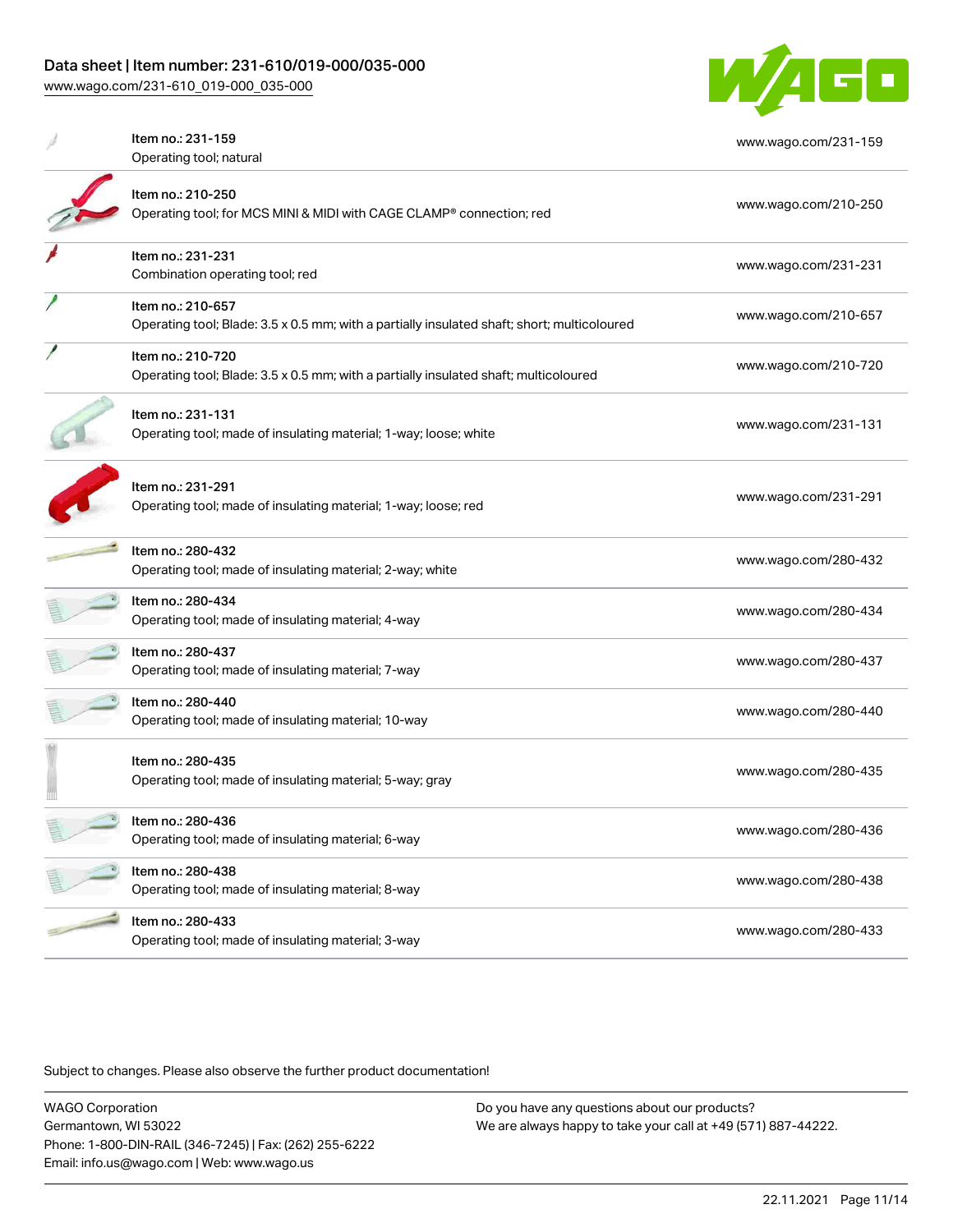| Item | Link |
|---|---|
| Item no.: 231-159<br>Operating tool; natural | www.wago.com/231-159 |
| Item no.: 210-250<br>Operating tool; for MCS MINI & MIDI with CAGE CLAMP® connection; red | www.wago.com/210-250 |
| Item no.: 231-231<br>Combination operating tool; red | www.wago.com/231-231 |
| Item no.: 210-657<br>Operating tool; Blade: 3.5 x 0.5 mm; with a partially insulated shaft; short; multicoloured | www.wago.com/210-657 |
| Item no.: 210-720<br>Operating tool; Blade: 3.5 x 0.5 mm; with a partially insulated shaft; multicoloured | www.wago.com/210-720 |
| Item no.: 231-131<br>Operating tool; made of insulating material; 1-way; loose; white | www.wago.com/231-131 |
| Item no.: 231-291<br>Operating tool; made of insulating material; 1-way; loose; red | www.wago.com/231-291 |
| Item no.: 280-432<br>Operating tool; made of insulating material; 2-way; white | www.wago.com/280-432 |
| Item no.: 280-434<br>Operating tool; made of insulating material; 4-way | www.wago.com/280-434 |
| Item no.: 280-437<br>Operating tool; made of insulating material; 7-way | www.wago.com/280-437 |
| Item no.: 280-440<br>Operating tool; made of insulating material; 10-way | www.wago.com/280-440 |
| Item no.: 280-435<br>Operating tool; made of insulating material; 5-way; gray | www.wago.com/280-435 |
| Item no.: 280-436<br>Operating tool; made of insulating material; 6-way | www.wago.com/280-436 |
| Item no.: 280-438<br>Operating tool; made of insulating material; 8-way | www.wago.com/280-438 |
| Item no.: 280-433<br>Operating tool; made of insulating material; 3-way | www.wago.com/280-433 |

Subject to changes. Please also observe the further product documentation!

WAGO Corporation
Germantown, WI 53022
Phone: 1-800-DIN-RAIL (346-7245) | Fax: (262) 255-6222
Email: info.us@wago.com | Web: www.wago.us

Do you have any questions about our products?
We are always happy to take your call at +49 (571) 887-44222.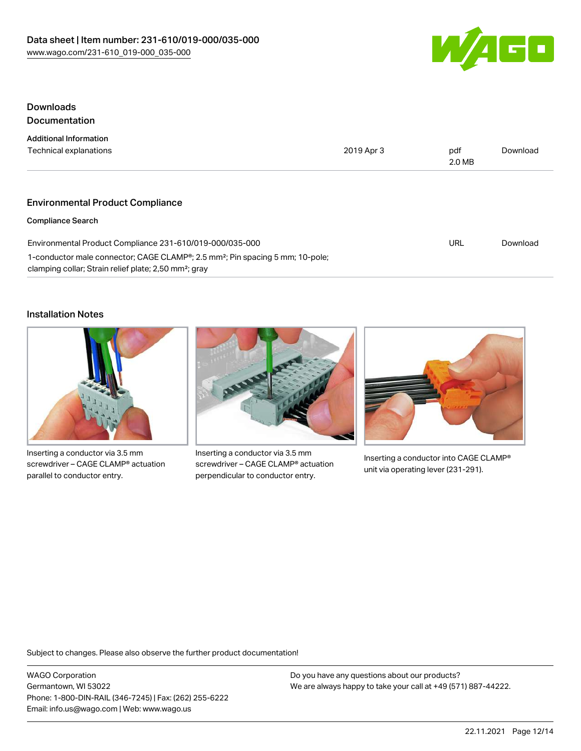## Downloads

### Documentation

**Additional Information**

| Technical explanations | 2019 Apr 3 | pdf 2.0 MB | Download |
| --- | --- | --- | --- |

### Environmental Product Compliance

**Compliance Search**

| Environmental Product Compliance 231-610/019-000/035-000 1-conductor male connector; CAGE CLAMP®; 2.5 mm²; Pin spacing 5 mm; 10-pole; clamping collar; Strain relief plate; 2,50 mm²; gray | URL | Download |
| --- | --- | --- |

### Installation Notes

Inserting a conductor via 3.5 mm screwdriver – CAGE CLAMP® actuation parallel to conductor entry.

Inserting a conductor via 3.5 mm screwdriver – CAGE CLAMP® actuation perpendicular to conductor entry.

Inserting a conductor into CAGE CLAMP® unit via operating lever (231-291).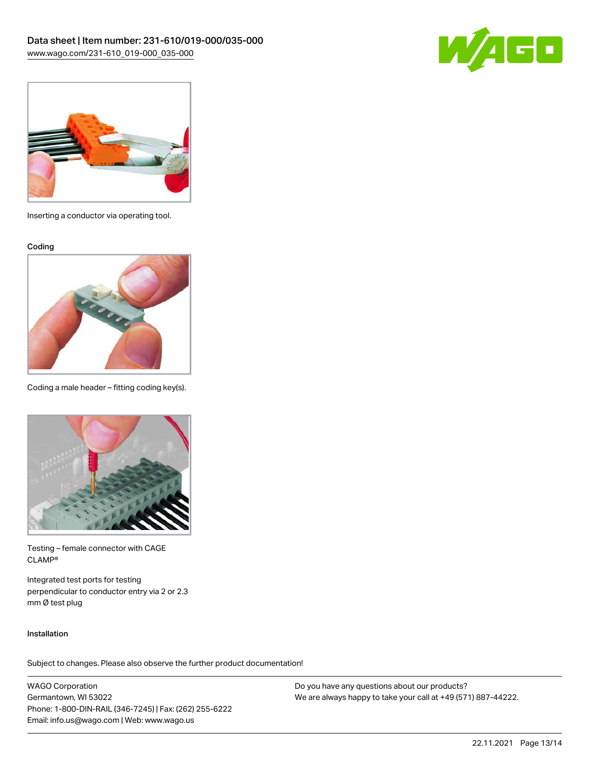Inserting a conductor via operating tool.

Coding

Coding a male header – fitting coding key(s).

Testing – female connector with CAGE CLAMP®

Integrated test ports for testing perpendicular to conductor entry via 2 or 2.3 mm Ø test plug

Installation

Subject to changes. Please also observe the further product documentation!

WAGO Corporation
Germantown, WI 53022
Phone: 1-800-DIN-RAIL (346-7245) | Fax: (262) 255-6222
Email: info.us@wago.com | Web: www.wago.us

Do you have any questions about our products?
We are always happy to take your call at +49 (571) 887-44222.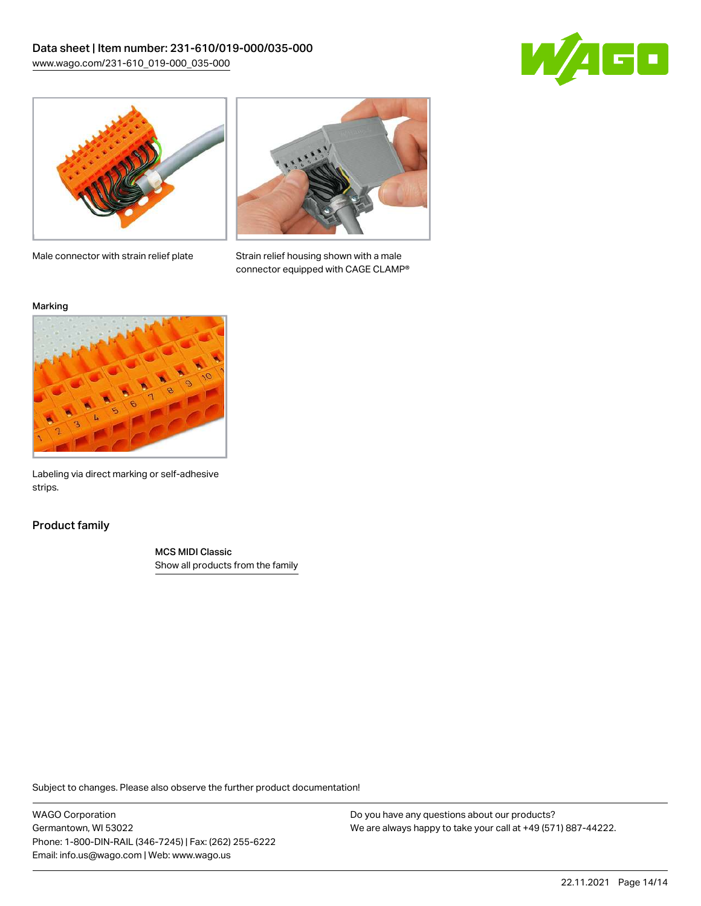Male connector with strain relief plate

Strain relief housing shown with a male connector equipped with CAGE CLAMP®

Marking

Labeling via direct marking or self-adhesive strips.

## Product family

MCS MIDI Classic
Show all products from the family

Subject to changes. Please also observe the further product documentation!

WAGO Corporation
Germantown, WI 53022
Phone: 1-800-DIN-RAIL (346-7245) | Fax: (262) 255-6222
Email: info.us@wago.com | Web: www.wago.us

Do you have any questions about our products?
We are always happy to take your call at +49 (571) 887-44222.